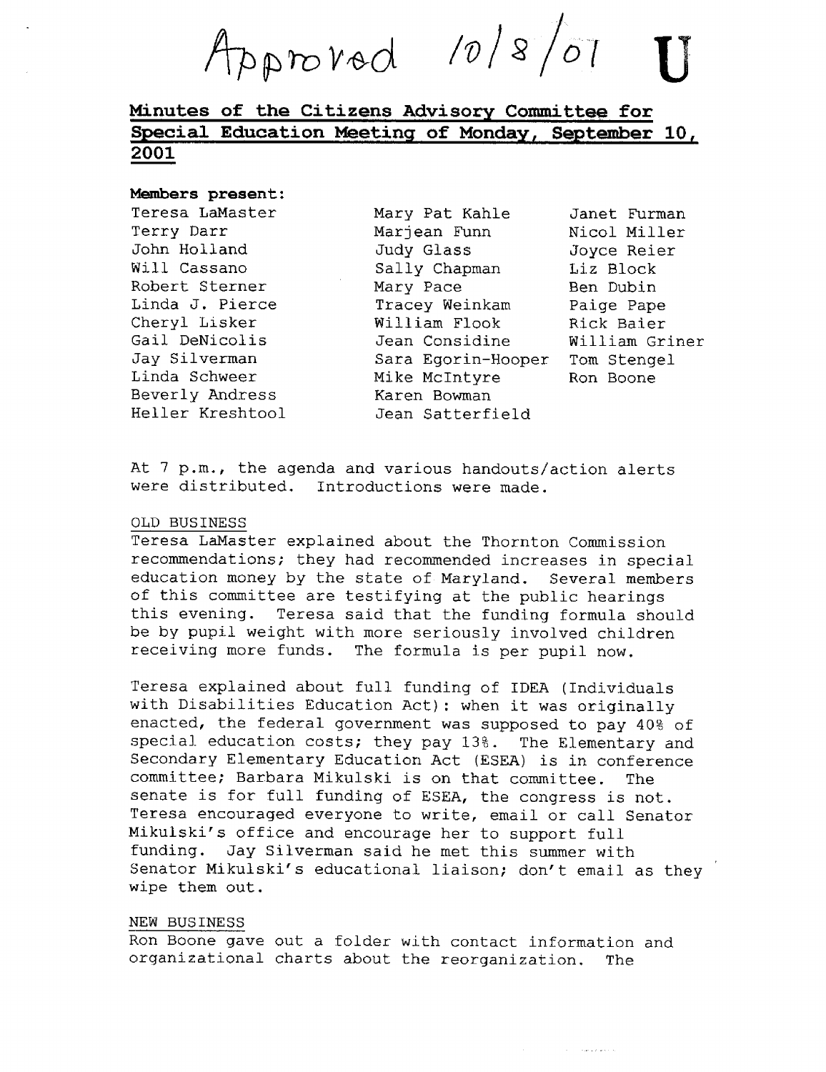Approved 10/8/01 **U**

## Minutes of the Citizens Advisory Committee for Special Education Meeting of Monday, September 10, 2001

**Members present:**

| | | |
|---|---|---|
| Teresa LaMaster | Mary Pat Kahle | Janet Furman |
| Terry Darr | Marjean Funn | Nicol Miller |
| John Holland | Judy Glass | Joyce Reier |
| Will Cassano | Sally Chapman | Liz Block |
| Robert Sterner | Mary Pace | Ben Dubin |
| Linda J. Pierce | Tracey Weinkam | Paige Pape |
| Cheryl Lisker | William Flook | Rick Baier |
| Gail DeNicolis | Jean Considine | William Griner |
| Jay Silverman | Sara Egorin-Hooper | Tom Stengel |
| Linda Schweer | Mike McIntyre | Ron Boone |
| Beverly Andress | Karen Bowman | |
| Heller Kreshtool | Jean Satterfield | |

At 7 p.m., the agenda and various handouts/action alerts were distributed. Introductions were made.

OLD BUSINESS

Teresa LaMaster explained about the Thornton Commission recommendations; they had recommended increases in special education money by the state of Maryland. Several members of this committee are testifying at the public hearings this evening. Teresa said that the funding formula should be by pupil weight with more seriously involved children receiving more funds. The formula is per pupil now.

Teresa explained about full funding of IDEA (Individuals with Disabilities Education Act): when it was originally enacted, the federal government was supposed to pay 40% of special education costs; they pay 13%. The Elementary and Secondary Elementary Education Act (ESEA) is in conference committee; Barbara Mikulski is on that committee. The senate is for full funding of ESEA, the congress is not. Teresa encouraged everyone to write, email or call Senator Mikulski's office and encourage her to support full funding. Jay Silverman said he met this summer with Senator Mikulski's educational liaison; don't email as they wipe them out.

NEW BUSINESS

Ron Boone gave out a folder with contact information and organizational charts about the reorganization. The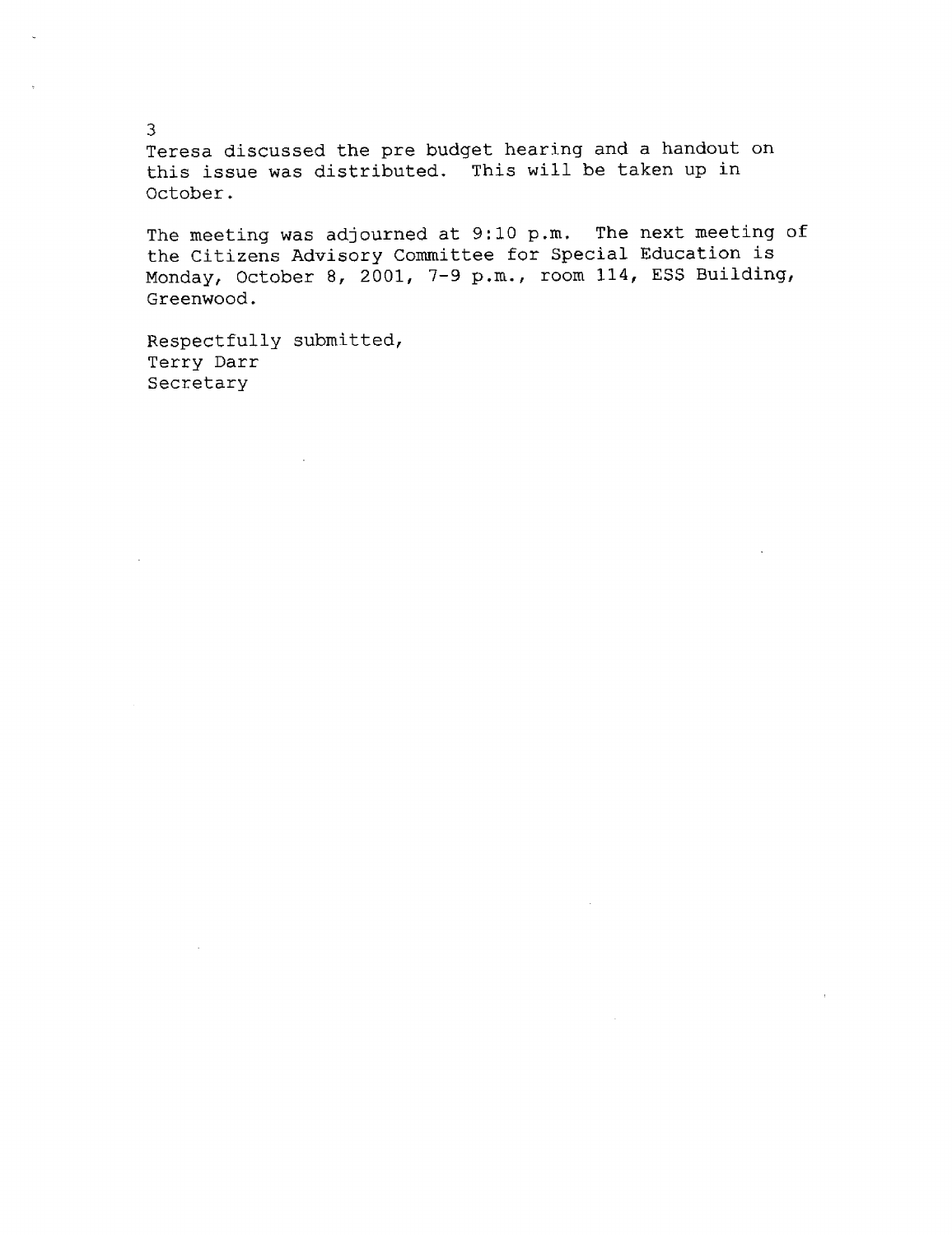Teresa discussed the pre budget hearing and a handout on this issue was distributed. This will be taken up in October.

The meeting was adjourned at 9:10 p.m. The next meeting of the Citizens Advisory Committee for Special Education is Monday, October 8, 2001, 7-9 p.m., room 114, ESS Building, Greenwood.

Respectfully submitted,  
Terry Darr  
Secretary